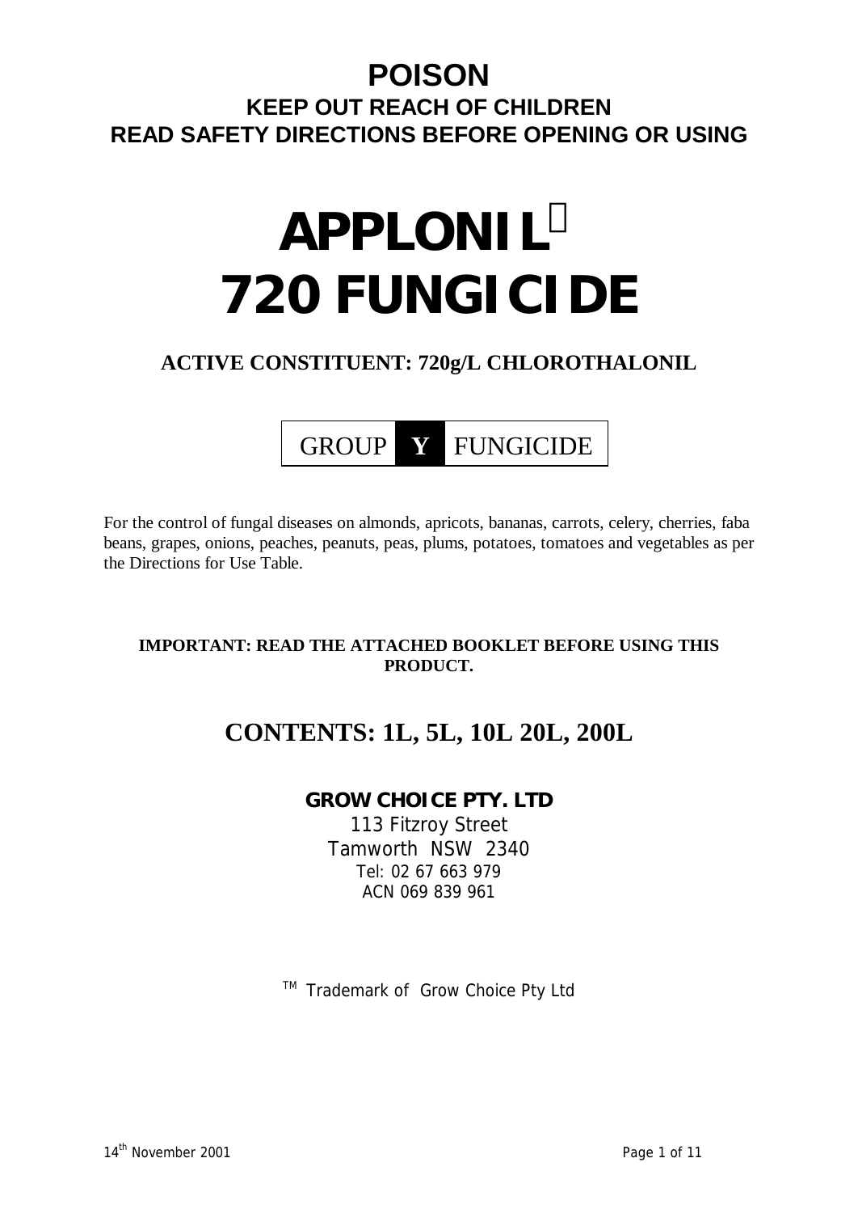# POISON

## KEEP OUT REACH OF CHILDREN

## READ SAFETY DIRECTIONS BEFORE OPENING OR USING

# APPLONIL™ 720 FUNGICIDE

**ACTIVE CONSTITUENT: 720g/L CHLOROTHALONIL**

| GROUP | **Y** | FUNGICIDE |
|---|---|---|

For the control of fungal diseases on almonds, apricots, bananas, carrots, celery, cherries, faba beans, grapes, onions, peaches, peanuts, peas, plums, potatoes, tomatoes and vegetables as per the Directions for Use Table.

**IMPORTANT: READ THE ATTACHED BOOKLET BEFORE USING THIS PRODUCT.**

## CONTENTS: 1L, 5L, 10L 20L, 200L

**GROW CHOICE PTY. LTD**
113 Fitzroy Street
Tamworth NSW 2340
Tel: 02 67 663 979
ACN 069 839 961

™ Trademark of Grow Choice Pty Ltd

14th November 2001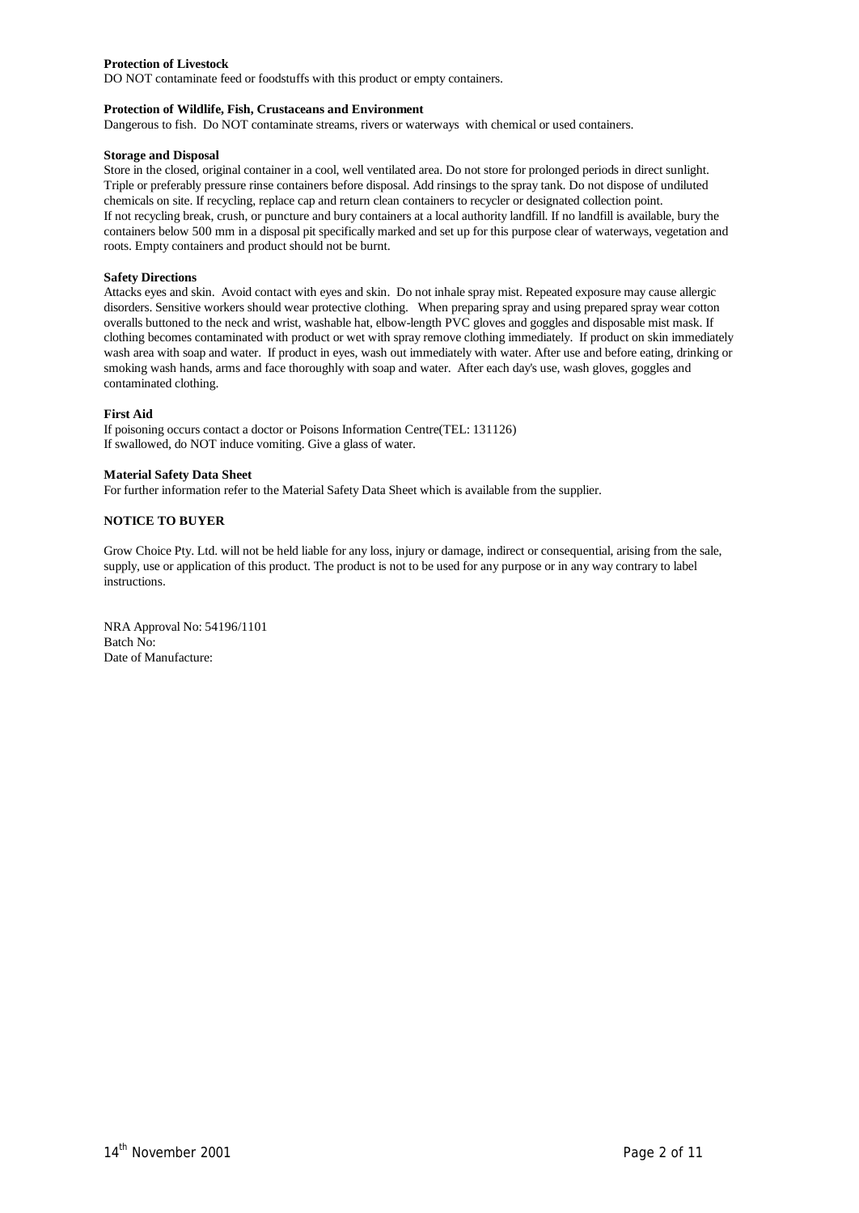**Protection of Livestock**

DO NOT contaminate feed or foodstuffs with this product or empty containers.

**Protection of Wildlife, Fish, Crustaceans and Environment**

Dangerous to fish. Do NOT contaminate streams, rivers or waterways with chemical or used containers.

**Storage and Disposal**

Store in the closed, original container in a cool, well ventilated area. Do not store for prolonged periods in direct sunlight. Triple or preferably pressure rinse containers before disposal. Add rinsings to the spray tank. Do not dispose of undiluted chemicals on site. If recycling, replace cap and return clean containers to recycler or designated collection point.
If not recycling break, crush, or puncture and bury containers at a local authority landfill. If no landfill is available, bury the containers below 500 mm in a disposal pit specifically marked and set up for this purpose clear of waterways, vegetation and roots. Empty containers and product should not be burnt.

**Safety Directions**

Attacks eyes and skin. Avoid contact with eyes and skin. Do not inhale spray mist. Repeated exposure may cause allergic disorders. Sensitive workers should wear protective clothing. When preparing spray and using prepared spray wear cotton overalls buttoned to the neck and wrist, washable hat, elbow-length PVC gloves and goggles and disposable mist mask. If clothing becomes contaminated with product or wet with spray remove clothing immediately. If product on skin immediately wash area with soap and water. If product in eyes, wash out immediately with water. After use and before eating, drinking or smoking wash hands, arms and face thoroughly with soap and water. After each day's use, wash gloves, goggles and contaminated clothing.

**First Aid**

If poisoning occurs contact a doctor or Poisons Information Centre(TEL: 131126)
If swallowed, do NOT induce vomiting. Give a glass of water.

**Material Safety Data Sheet**

For further information refer to the Material Safety Data Sheet which is available from the supplier.

**NOTICE TO BUYER**

Grow Choice Pty. Ltd. will not be held liable for any loss, injury or damage, indirect or consequential, arising from the sale, supply, use or application of this product. The product is not to be used for any purpose or in any way contrary to label instructions.

NRA Approval No: 54196/1101
Batch No:
Date of Manufacture: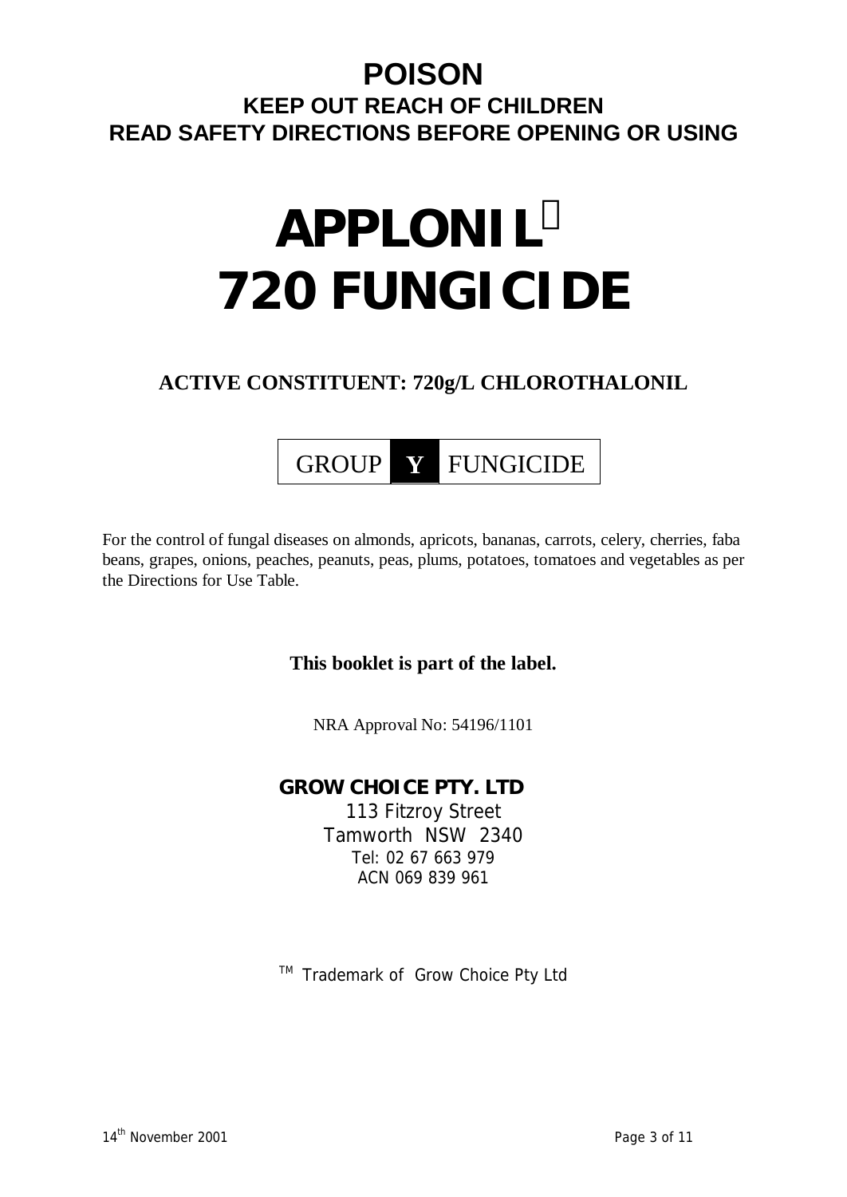# POISON

**KEEP OUT REACH OF CHILDREN**

**READ SAFETY DIRECTIONS BEFORE OPENING OR USING**

# APPLONIL™ 720 FUNGICIDE

**ACTIVE CONSTITUENT: 720g/L CHLOROTHALONIL**

| GROUP | **Y** | FUNGICIDE |
|---|---|---|

For the control of fungal diseases on almonds, apricots, bananas, carrots, celery, cherries, faba beans, grapes, onions, peaches, peanuts, peas, plums, potatoes, tomatoes and vegetables as per the Directions for Use Table.

**This booklet is part of the label.**

NRA Approval No: 54196/1101

**GROW CHOICE PTY. LTD**
113 Fitzroy Street
Tamworth NSW 2340
Tel: 02 67 663 979
ACN 069 839 961

™ Trademark of Grow Choice Pty Ltd

14th November 2001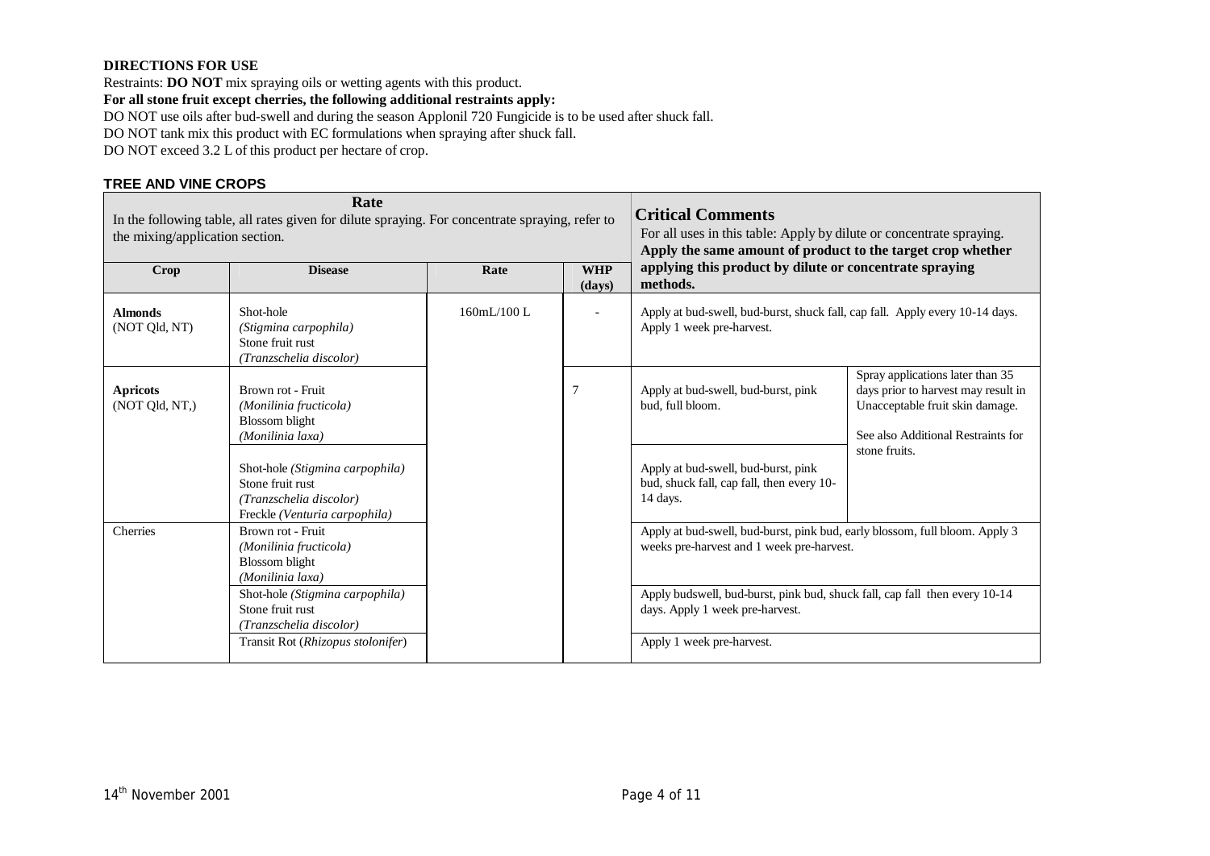**DIRECTIONS FOR USE**

Restraints: **DO NOT** mix spraying oils or wetting agents with this product.

**For all stone fruit except cherries, the following additional restraints apply:**

DO NOT use oils after bud-swell and during the season Applonil 720 Fungicide is to be used after shuck fall.

DO NOT tank mix this product with EC formulations when spraying after shuck fall.

DO NOT exceed 3.2 L of this product per hectare of crop.

## TREE AND VINE CROPS

| Rate<br>In the following table, all rates given for dilute spraying. For concentrate spraying, refer to the mixing/application section. | | | | **Critical Comments**<br>For all uses in this table: Apply by dilute or concentrate spraying. **Apply the same amount of product to the target crop whether applying this product by dilute or concentrate spraying methods.** | |
|---|---|---|---|---|---|
| **Crop** | **Disease** | **Rate** | **WHP (days)** | | |
| **Almonds** (NOT Qld, NT) | Shot-hole *(Stigmina carpophila)*<br>Stone fruit rust *(Tranzschelia discolor)* | 160mL/100 L | - | Apply at bud-swell, bud-burst, shuck fall, cap fall. Apply every 10-14 days. Apply 1 week pre-harvest. | |
| **Apricots** (NOT Qld, NT,) | Brown rot - Fruit *(Monilinia fructicola)*<br>Blossom blight *(Monilinia laxa)* | | 7 | Apply at bud-swell, bud-burst, pink bud, full bloom. | Spray applications later than 35 days prior to harvest may result in Unacceptable fruit skin damage.<br><br>See also Additional Restraints for stone fruits. |
| | Shot-hole *(Stigmina carpophila)*<br>Stone fruit rust *(Tranzschelia discolor)*<br>Freckle *(Venturia carpophila)* | | | Apply at bud-swell, bud-burst, pink bud, shuck fall, cap fall, then every 10-14 days. | |
| Cherries | Brown rot - Fruit *(Monilinia fructicola)*<br>Blossom blight *(Monilinia laxa)* | | | Apply at bud-swell, bud-burst, pink bud, early blossom, full bloom. Apply 3 weeks pre-harvest and 1 week pre-harvest. | |
| | Shot-hole *(Stigmina carpophila)*<br>Stone fruit rust *(Tranzschelia discolor)* | | | Apply budswell, bud-burst, pink bud, shuck fall, cap fall then every 10-14 days. Apply 1 week pre-harvest. | |
| | Transit Rot (*Rhizopus stolonifer*) | | | Apply 1 week pre-harvest. | |

14th November 2001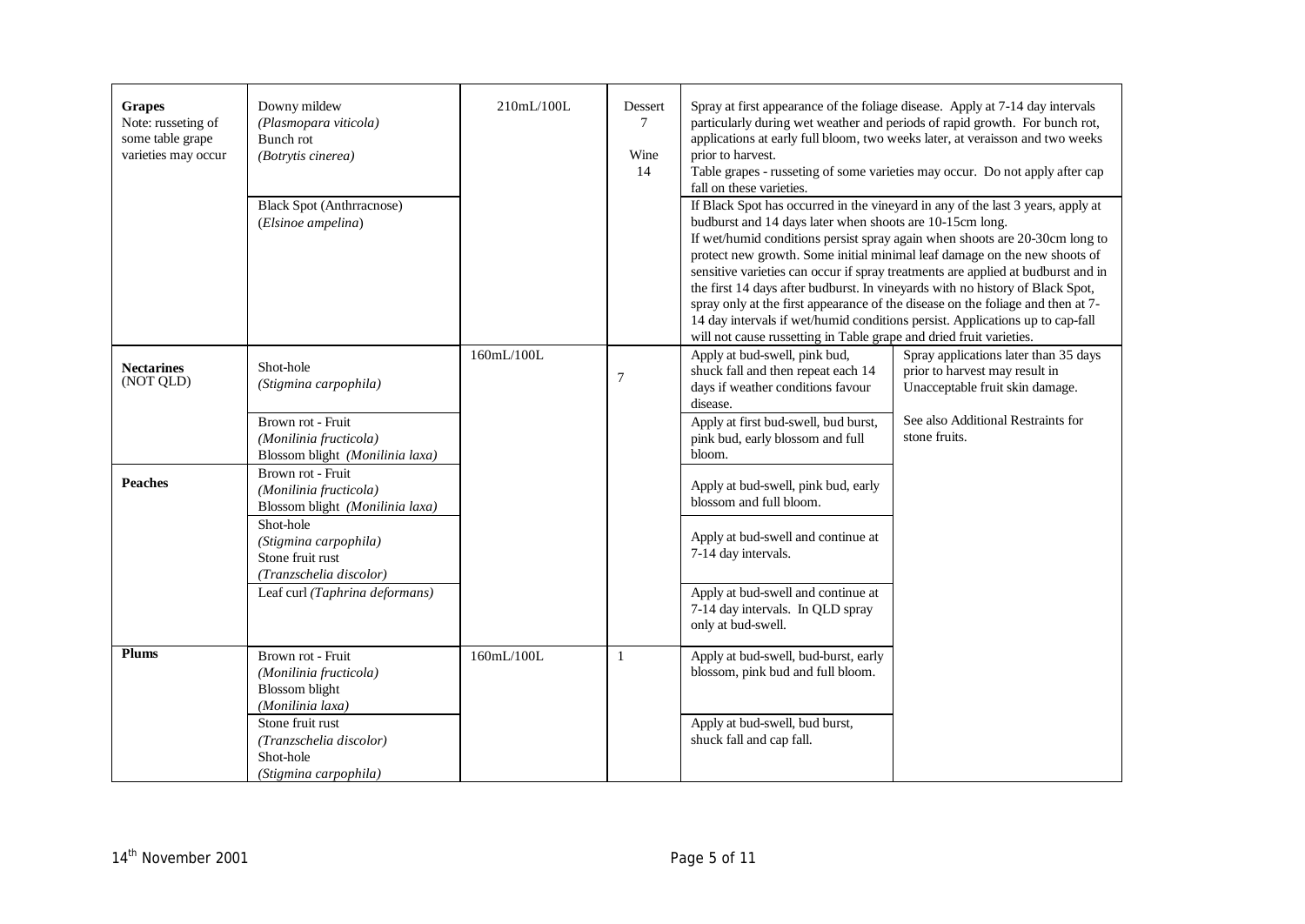| | | | | | |
|---|---|---|---|---|---|
| **Grapes**<br>Note: russeting of some table grape varieties may occur | Downy mildew<br>*(Plasmopara viticola)*<br>Bunch rot<br>*(Botrytis cinerea)* | 210mL/100L | Dessert<br>7<br><br>Wine<br>14 | Spay at first appearance of the foliage disease. Apply at 7-14 day intervals particularly during wet weather and periods of rapid growth. For bunch rot, applications at early full bloom, two weeks later, at veraisson and two weeks prior to harvest.<br>Table grapes - russeting of some varieties may occur. Do not apply after cap fall on these varieties. | |
| | Black Spot (Anthrracnose)<br>(*Elsinoe ampelina*) | | | If Black Spot has occurred in the vineyard in any of the last 3 years, apply at budburst and 14 days later when shoots are 10-15cm long.<br>If wet/humid conditions persist spray again when shoots are 20-30cm long to protect new growth. Some initial minimal leaf damage on the new shoots of sensitive varieties can occur if spray treatments are applied at budburst and in the first 14 days after budburst. In vineyards with no history of Black Spot, spray only at the first appearance of the disease on the foliage and then at 7-14 day intervals if wet/humid conditions persist. Applications up to cap-fall will not cause russetting in Table grape and dried fruit varieties. | |
| **Nectarines** (NOT QLD) | Shot-hole<br>*(Stigmina carpophila)* | 160mL/100L | 7 | Apply at bud-swell, pink bud, shuck fall and then repeat each 14 days if weather conditions favour disease. | Spray applications later than 35 days prior to harvest may result in Unacceptable fruit skin damage.<br><br>See also Additional Restraints for stone fruits. |
| | Brown rot - Fruit<br>*(Monilinia fructicola)*<br>Blossom blight *(Monilinia laxa)* | | | Apply at first bud-swell, bud burst, pink bud, early blossom and full bloom. | |
| **Peaches** | Brown rot - Fruit<br>*(Monilinia fructicola)*<br>Blossom blight *(Monilinia laxa)* | | | Apply at bud-swell, pink bud, early blossom and full bloom. | |
| | Shot-hole<br>*(Stigmina carpophila)*<br>Stone fruit rust<br>*(Tranzschelia discolor)* | | | Apply at bud-swell and continue at 7-14 day intervals. | |
| | Leaf curl *(Taphrina deformans)* | | | Apply at bud-swell and continue at 7-14 day intervals. In QLD spray only at bud-swell. | |
| **Plums** | Brown rot - Fruit<br>*(Monilinia fructicola)*<br>Blossom blight<br>*(Monilinia laxa)* | 160mL/100L | 1 | Apply at bud-swell, bud-burst, early blossom, pink bud and full bloom. | |
| | Stone fruit rust<br>*(Tranzschelia discolor)*<br>Shot-hole<br>*(Stigmina carpophila)* | | | Apply at bud-swell, bud burst, shuck fall and cap fall. | |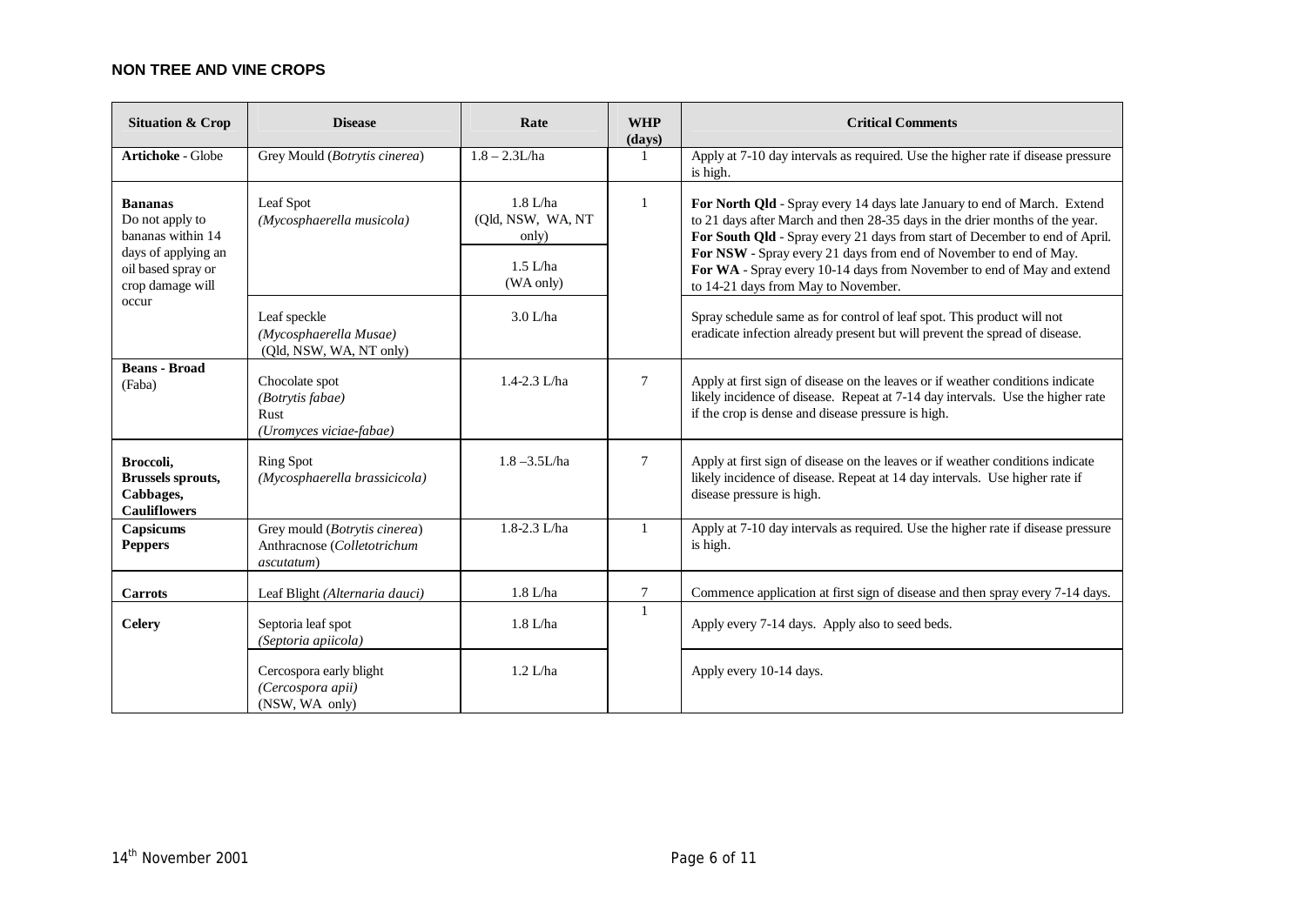## NON TREE AND VINE CROPS

| Situation & Crop | Disease | Rate | WHP (days) | Critical Comments |
|---|---|---|---|---|
| **Artichoke** - Globe | Grey Mould (*Botrytis cinerea*) | 1.8 – 2.3L/ha | 1 | Apply at 7-10 day intervals as required. Use the higher rate if disease pressure is high. |
| **Bananas** Do not apply to bananas within 14 days of applying an oil based spray or crop damage will occur | Leaf Spot (*Mycosphaerella musicola*) | 1.8 L/ha (Qld, NSW, WA, NT only) | 1 | **For North Qld** - Spray every 14 days late January to end of March. Extend to 21 days after March and then 28-35 days in the drier months of the year. **For South Qld** - Spray every 21 days from start of December to end of April. **For NSW** - Spray every 21 days from end of November to end of May. **For WA** - Spray every 10-14 days from November to end of May and extend to 14-21 days from May to November. |
| | | 1.5 L/ha (WA only) | | |
| | Leaf speckle (*Mycosphaerella Musae*) (Qld, NSW, WA, NT only) | 3.0 L/ha | | Spray schedule same as for control of leaf spot. This product will not eradicate infection already present but will prevent the spread of disease. |
| **Beans - Broad** (Faba) | Chocolate spot (*Botrytis fabae*) Rust (*Uromyces viciae-fabae*) | 1.4-2.3 L/ha | 7 | Apply at first sign of disease on the leaves or if weather conditions indicate likely incidence of disease. Repeat at 7-14 day intervals. Use the higher rate if the crop is dense and disease pressure is high. |
| **Broccoli, Brussels sprouts, Cabbages, Cauliflowers** | Ring Spot (*Mycosphaerella brassicicola*) | 1.8 –3.5L/ha | 7 | Apply at first sign of disease on the leaves or if weather conditions indicate likely incidence of disease. Repeat at 14 day intervals. Use higher rate if disease pressure is high. |
| **Capsicums Peppers** | Grey mould (*Botrytis cinerea*) Anthracnose (*Colletotrichum ascutatum*) | 1.8-2.3 L/ha | 1 | Apply at 7-10 day intervals as required. Use the higher rate if disease pressure is high. |
| **Carrots** | Leaf Blight *(Alternaria dauci)* | 1.8 L/ha | 7 | Commence application at first sign of disease and then spray every 7-14 days. |
| **Celery** | Septoria leaf spot (*Septoria apiicola*) | 1.8 L/ha | 1 | Apply every 7-14 days. Apply also to seed beds. |
| | Cercospora early blight (*Cercospora apii*) (NSW, WA only) | 1.2 L/ha | | Apply every 10-14 days. |

14th November 2001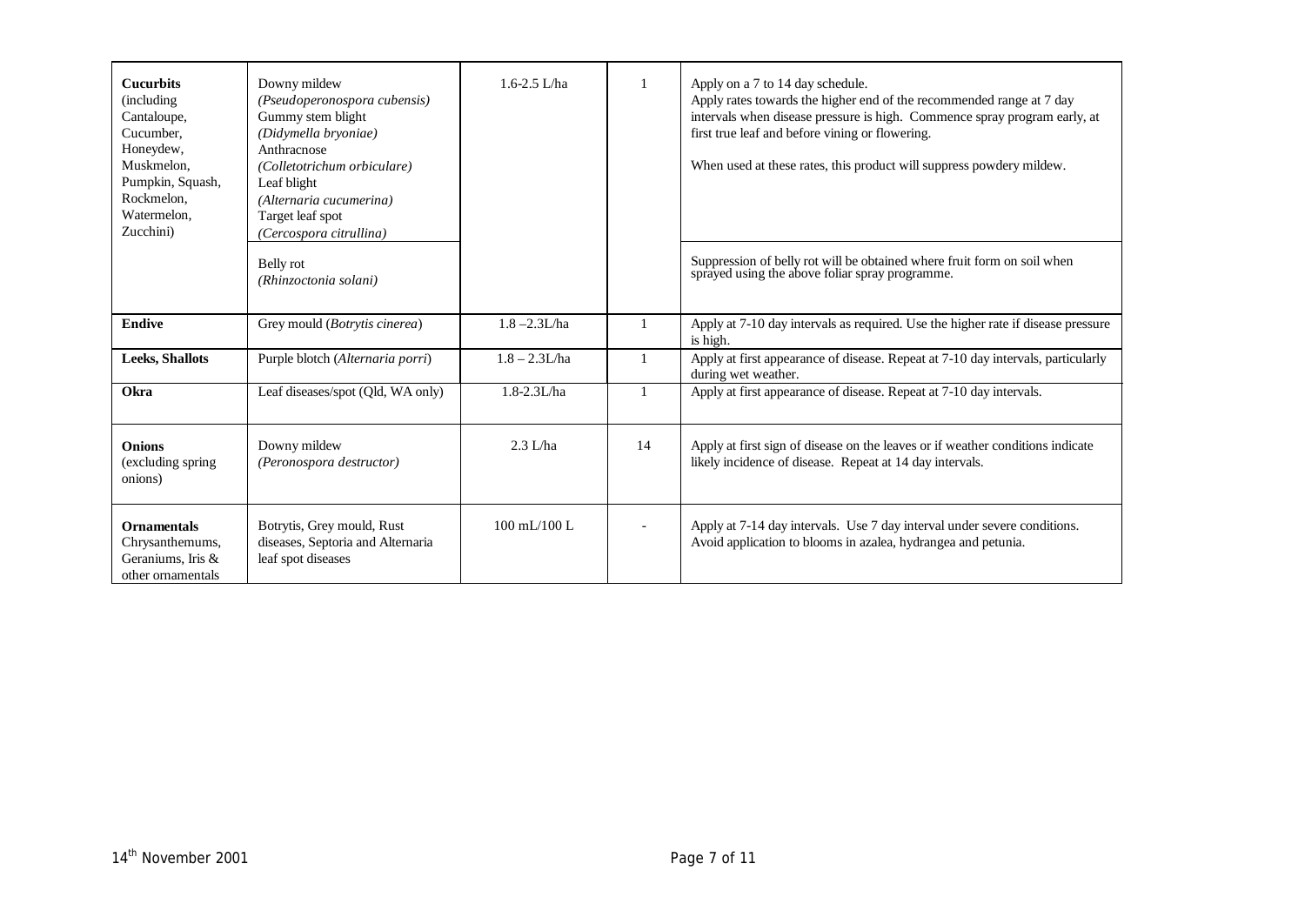| | | | | |
|---|---|---|---|---|
| **Cucurbits** (including Cantaloupe, Cucumber, Honeydew, Muskmelon, Pumpkin, Squash, Rockmelon, Watermelon, Zucchini) | Downy mildew *(Pseudoperonospora cubensis)* Gummy stem blight *(Didymella bryoniae)* Anthracnose *(Colletotrichum orbiculare)* Leaf blight *(Alternaria cucumerina)* Target leaf spot *(Cercospora citrullina)* | 1.6-2.5 L/ha | 1 | Apply on a 7 to 14 day schedule. Apply rates towards the higher end of the recommended range at 7 day intervals when disease pressure is high. Commence spray program early, at first true leaf and before vining or flowering. When used at these rates, this product will suppress powdery mildew. |
| | Belly rot *(Rhinzoctonia solani)* | | | Suppression of belly rot will be obtained where fruit form on soil when sprayed using the above foliar spray programme. |
| **Endive** | Grey mould (*Botrytis cinerea*) | 1.8 –2.3L/ha | 1 | Apply at 7-10 day intervals as required. Use the higher rate if disease pressure is high. |
| **Leeks, Shallots** | Purple blotch (*Alternaria porri*) | 1.8 – 2.3L/ha | 1 | Apply at first appearance of disease. Repeat at 7-10 day intervals, particularly during wet weather. |
| **Okra** | Leaf diseases/spot (Qld, WA only) | 1.8-2.3L/ha | 1 | Apply at first appearance of disease. Repeat at 7-10 day intervals. |
| **Onions** (excluding spring onions) | Downy mildew *(Peronospora destructor)* | 2.3 L/ha | 14 | Apply at first sign of disease on the leaves or if weather conditions indicate likely incidence of disease. Repeat at 14 day intervals. |
| **Ornamentals** Chrysanthemums, Geraniums, Iris & other ornamentals | Botrytis, Grey mould, Rust diseases, Septoria and Alternaria leaf spot diseases | 100 mL/100 L | - | Apply at 7-14 day intervals. Use 7 day interval under severe conditions. Avoid application to blooms in azalea, hydrangea and petunia. |

14th November 2001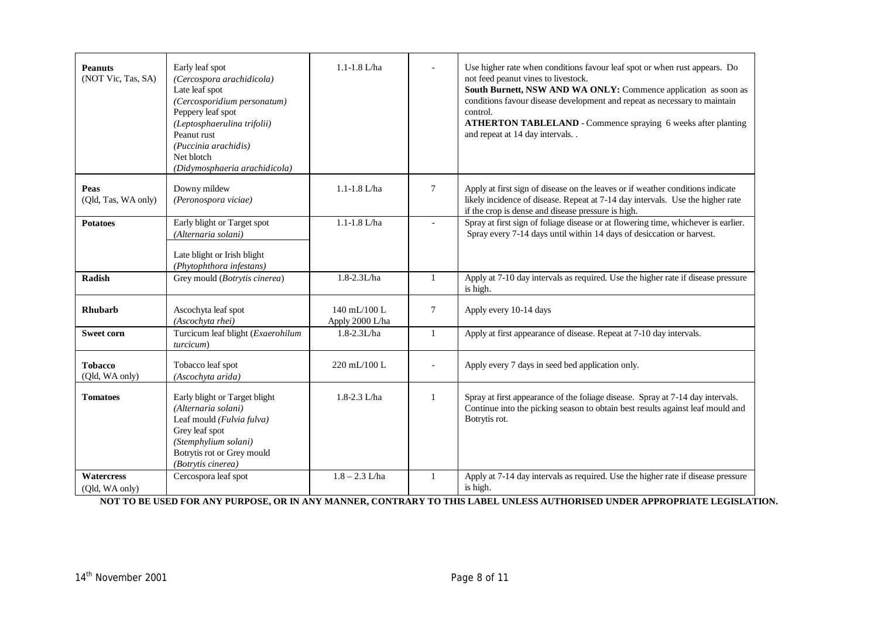| **Peanuts** (NOT Vic, Tas, SA) | Early leaf spot *(Cercospora arachidicola)* Late leaf spot *(Cercosporidium personatum)* Peppery leaf spot *(Leptosphaerulina trifolii)* Peanut rust *(Puccinia arachidis)* Net blotch *(Didymosphaeria arachidicola)* | 1.1-1.8 L/ha | - | Use higher rate when conditions favour leaf spot or when rust appears. Do not feed peanut vines to livestock. **South Burnett, NSW AND WA ONLY:** Commence application as soon as conditions favour disease development and repeat as necessary to maintain control. **ATHERTON TABLELAND** - Commence spraying 6 weeks after planting and repeat at 14 day intervals. . |
|---|---|---|---|---|
| **Peas** (Qld, Tas, WA only) | Downy mildew *(Peronospora viciae)* | 1.1-1.8 L/ha | 7 | Apply at first sign of disease on the leaves or if weather conditions indicate likely incidence of disease. Repeat at 7-14 day intervals. Use the higher rate if the crop is dense and disease pressure is high. |
| **Potatoes** | Early blight or Target spot *(Alternaria solani)* Late blight or Irish blight *(Phytophthora infestans)* | 1.1-1.8 L/ha | - | Spray at first sign of foliage disease or at flowering time, whichever is earlier. Spray every 7-14 days until within 14 days of desiccation or harvest. |
| **Radish** | Grey mould (*Botrytis cinerea*) | 1.8-2.3L/ha | 1 | Apply at 7-10 day intervals as required. Use the higher rate if disease pressure is high. |
| **Rhubarb** | Ascochyta leaf spot *(Ascochyta rhei)* | 140 mL/100 L Apply 2000 L/ha | 7 | Apply every 10-14 days |
| **Sweet corn** | Turcicum leaf blight (*Exaerohilum turcicum*) | 1.8-2.3L/ha | 1 | Apply at first appearance of disease. Repeat at 7-10 day intervals. |
| **Tobacco** (Qld, WA only) | Tobacco leaf spot *(Ascochyta arida)* | 220 mL/100 L | - | Apply every 7 days in seed bed application only. |
| **Tomatoes** | Early blight or Target blight *(Alternaria solani)* Leaf mould *(Fulvia fulva)* Grey leaf spot *(Stemphylium solani)* Botrytis rot or Grey mould *(Botrytis cinerea)* | 1.8-2.3 L/ha | 1 | Spray at first appearance of the foliage disease. Spray at 7-14 day intervals. Continue into the picking season to obtain best results against leaf mould and Botrytis rot. |
| **Watercress** (Qld, WA only) | Cercospora leaf spot | 1.8 – 2.3 L/ha | 1 | Apply at 7-14 day intervals as required. Use the higher rate if disease pressure is high. |

**NOT TO BE USED FOR ANY PURPOSE, OR IN ANY MANNER, CONTRARY TO THIS LABEL UNLESS AUTHORISED UNDER APPROPRIATE LEGISLATION.**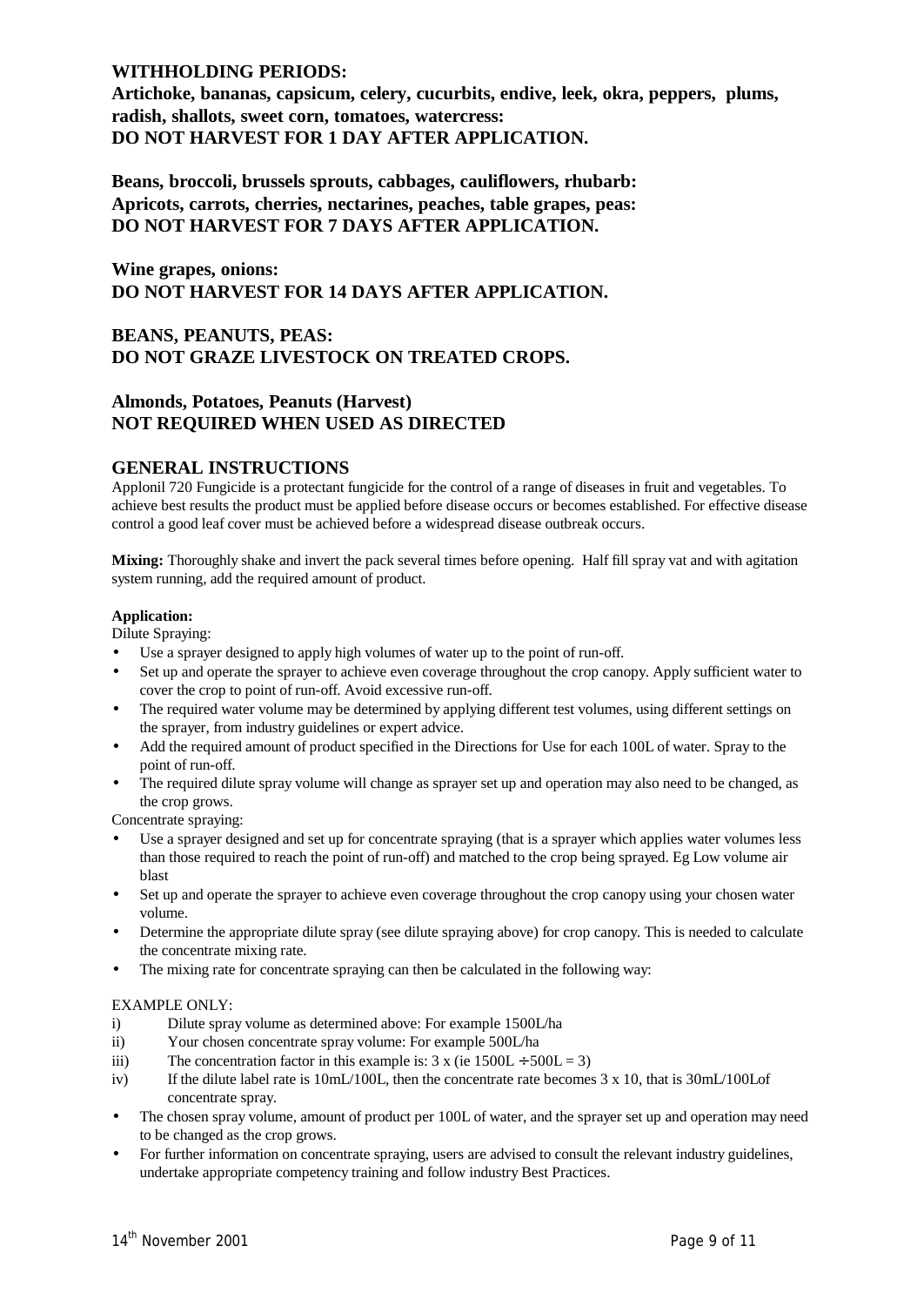**WITHHOLDING PERIODS:**

**Artichoke, bananas, capsicum, celery, cucurbits, endive, leek, okra, peppers, plums, radish, shallots, sweet corn, tomatoes, watercress:**
**DO NOT HARVEST FOR 1 DAY AFTER APPLICATION.**

**Beans, broccoli, brussels sprouts, cabbages, cauliflowers, rhubarb:**
**Apricots, carrots, cherries, nectarines, peaches, table grapes, peas:**
**DO NOT HARVEST FOR 7 DAYS AFTER APPLICATION.**

**Wine grapes, onions:**
**DO NOT HARVEST FOR 14 DAYS AFTER APPLICATION.**

**BEANS, PEANUTS, PEAS:**
**DO NOT GRAZE LIVESTOCK ON TREATED CROPS.**

**Almonds, Potatoes, Peanuts (Harvest)**
**NOT REQUIRED WHEN USED AS DIRECTED**

## GENERAL INSTRUCTIONS

Applonil 720 Fungicide is a protectant fungicide for the control of a range of diseases in fruit and vegetables. To achieve best results the product must be applied before disease occurs or becomes established. For effective disease control a good leaf cover must be achieved before a widespread disease outbreak occurs.

**Mixing:** Thoroughly shake and invert the pack several times before opening. Half fill spray vat and with agitation system running, add the required amount of product.

**Application:**

Dilute Spraying:

- Use a sprayer designed to apply high volumes of water up to the point of run-off.
- Set up and operate the sprayer to achieve even coverage throughout the crop canopy. Apply sufficient water to cover the crop to point of run-off. Avoid excessive run-off.
- The required water volume may be determined by applying different test volumes, using different settings on the sprayer, from industry guidelines or expert advice.
- Add the required amount of product specified in the Directions for Use for each 100L of water. Spray to the point of run-off.
- The required dilute spray volume will change as sprayer set up and operation may also need to be changed, as the crop grows.

Concentrate spraying:

- Use a sprayer designed and set up for concentrate spraying (that is a sprayer which applies water volumes less than those required to reach the point of run-off) and matched to the crop being sprayed. Eg Low volume air blast
- Set up and operate the sprayer to achieve even coverage throughout the crop canopy using your chosen water volume.
- Determine the appropriate dilute spray (see dilute spraying above) for crop canopy. This is needed to calculate the concentrate mixing rate.
- The mixing rate for concentrate spraying can then be calculated in the following way:

EXAMPLE ONLY:

i) Dilute spray volume as determined above: For example 1500L/ha
ii) Your chosen concentrate spray volume: For example 500L/ha
iii) The concentration factor in this example is: 3 x (ie 1500L ÷ 500L = 3)
iv) If the dilute label rate is 10mL/100L, then the concentrate rate becomes 3 x 10, that is 30mL/100Lof concentrate spray.

- The chosen spray volume, amount of product per 100L of water, and the sprayer set up and operation may need to be changed as the crop grows.
- For further information on concentrate spraying, users are advised to consult the relevant industry guidelines, undertake appropriate competency training and follow industry Best Practices.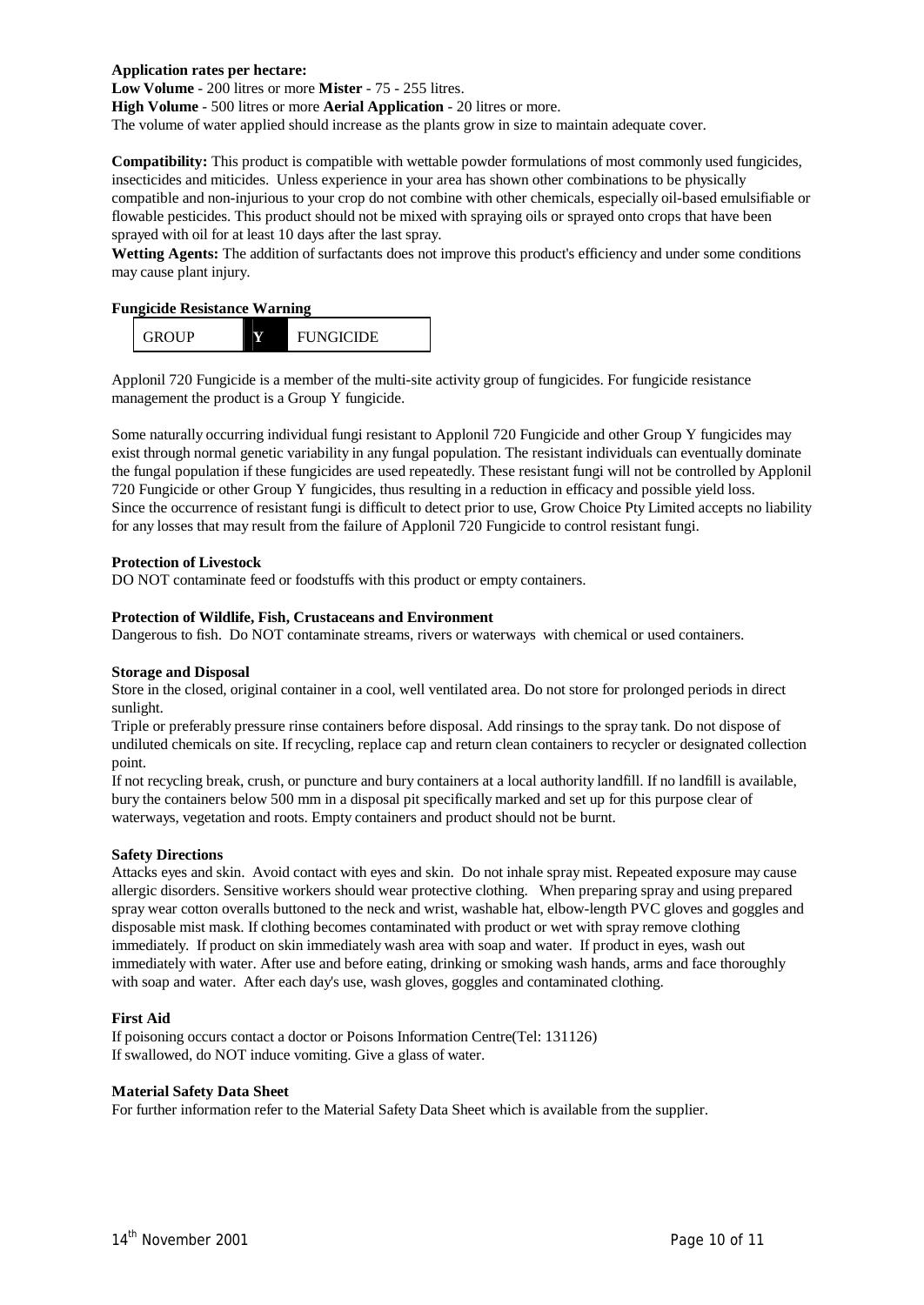**Application rates per hectare:**

**Low Volume** - 200 litres or more **Mister** - 75 - 255 litres.

**High Volume** - 500 litres or more **Aerial Application** - 20 litres or more.

The volume of water applied should increase as the plants grow in size to maintain adequate cover.

**Compatibility:** This product is compatible with wettable powder formulations of most commonly used fungicides, insecticides and miticides. Unless experience in your area has shown other combinations to be physically compatible and non-injurious to your crop do not combine with other chemicals, especially oil-based emulsifiable or flowable pesticides. This product should not be mixed with spraying oils or sprayed onto crops that have been sprayed with oil for at least 10 days after the last spray.

**Wetting Agents:** The addition of surfactants does not improve this product's efficiency and under some conditions may cause plant injury.

**Fungicide Resistance Warning**

| GROUP | Y | FUNGICIDE |
|---|---|---|

Applonil 720 Fungicide is a member of the multi-site activity group of fungicides. For fungicide resistance management the product is a Group Y fungicide.

Some naturally occurring individual fungi resistant to Applonil 720 Fungicide and other Group Y fungicides may exist through normal genetic variability in any fungal population. The resistant individuals can eventually dominate the fungal population if these fungicides are used repeatedly. These resistant fungi will not be controlled by Applonil 720 Fungicide or other Group Y fungicides, thus resulting in a reduction in efficacy and possible yield loss. Since the occurrence of resistant fungi is difficult to detect prior to use, Grow Choice Pty Limited accepts no liability for any losses that may result from the failure of Applonil 720 Fungicide to control resistant fungi.

**Protection of Livestock**

DO NOT contaminate feed or foodstuffs with this product or empty containers.

**Protection of Wildlife, Fish, Crustaceans and Environment**

Dangerous to fish. Do NOT contaminate streams, rivers or waterways with chemical or used containers.

**Storage and Disposal**

Store in the closed, original container in a cool, well ventilated area. Do not store for prolonged periods in direct sunlight.

Triple or preferably pressure rinse containers before disposal. Add rinsings to the spray tank. Do not dispose of undiluted chemicals on site. If recycling, replace cap and return clean containers to recycler or designated collection point.

If not recycling break, crush, or puncture and bury containers at a local authority landfill. If no landfill is available, bury the containers below 500 mm in a disposal pit specifically marked and set up for this purpose clear of waterways, vegetation and roots. Empty containers and product should not be burnt.

**Safety Directions**

Attacks eyes and skin. Avoid contact with eyes and skin. Do not inhale spray mist. Repeated exposure may cause allergic disorders. Sensitive workers should wear protective clothing. When preparing spray and using prepared spray wear cotton overalls buttoned to the neck and wrist, washable hat, elbow-length PVC gloves and goggles and disposable mist mask. If clothing becomes contaminated with product or wet with spray remove clothing immediately. If product on skin immediately wash area with soap and water. If product in eyes, wash out immediately with water. After use and before eating, drinking or smoking wash hands, arms and face thoroughly with soap and water. After each day's use, wash gloves, goggles and contaminated clothing.

**First Aid**

If poisoning occurs contact a doctor or Poisons Information Centre(Tel: 131126)

If swallowed, do NOT induce vomiting. Give a glass of water.

**Material Safety Data Sheet**

For further information refer to the Material Safety Data Sheet which is available from the supplier.

14th November 2001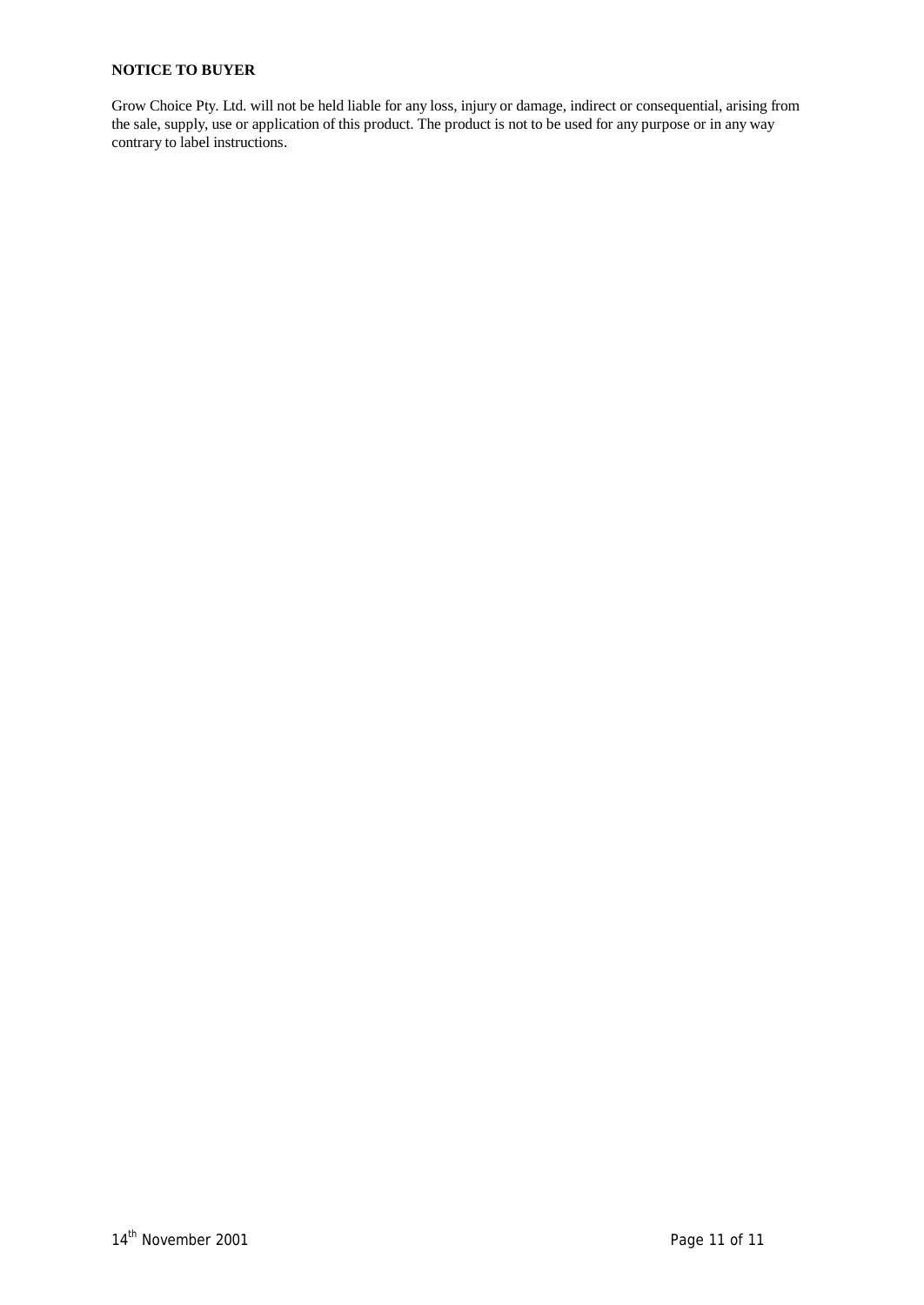**NOTICE TO BUYER**

Grow Choice Pty. Ltd. will not be held liable for any loss, injury or damage, indirect or consequential, arising from the sale, supply, use or application of this product. The product is not to be used for any purpose or in any way contrary to label instructions.